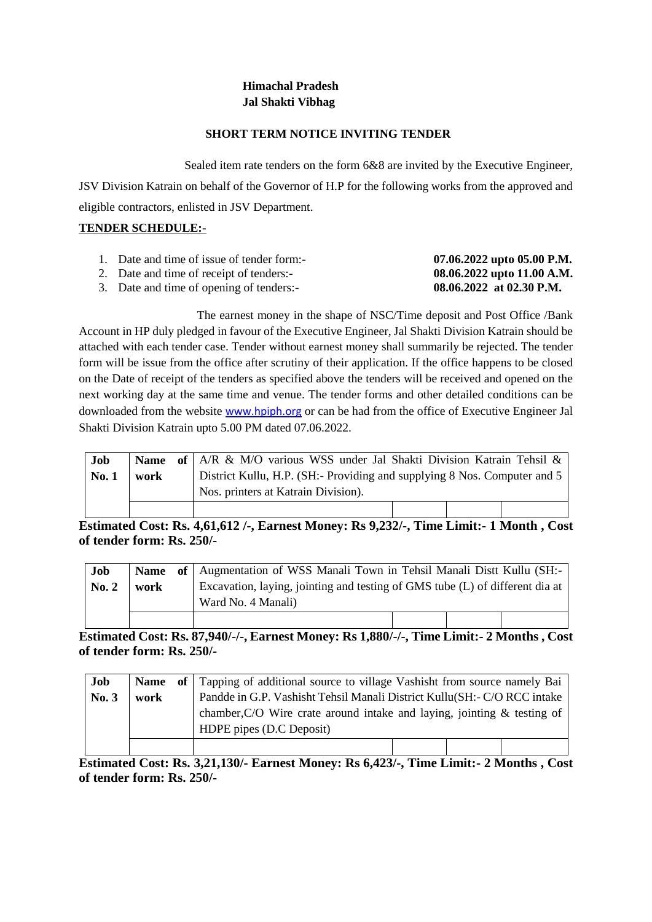**Himachal Pradesh**
**Jal Shakti Vibhag**

## SHORT TERM NOTICE INVITING TENDER

Sealed item rate tenders on the form 6&8 are invited by the Executive Engineer, JSV Division Katrain on behalf of the Governor of H.P for the following works from the approved and eligible contractors, enlisted in JSV Department.

**TENDER SCHEDULE:-**

1. Date and time of issue of tender form:- **07.06.2022 upto 05.00 P.M.**
2. Date and time of receipt of tenders:- **08.06.2022 upto 11.00 A.M.**
3. Date and time of opening of tenders:- **08.06.2022 at 02.30 P.M.**

The earnest money in the shape of NSC/Time deposit and Post Office /Bank Account in HP duly pledged in favour of the Executive Engineer, Jal Shakti Division Katrain should be attached with each tender case. Tender without earnest money shall summarily be rejected. The tender form will be issue from the office after scrutiny of their application. If the office happens to be closed on the Date of receipt of the tenders as specified above the tenders will be received and opened on the next working day at the same time and venue. The tender forms and other detailed conditions can be downloaded from the website www.hpiph.org or can be had from the office of Executive Engineer Jal Shakti Division Katrain upto 5.00 PM dated 07.06.2022.

| | | | | | |
|---|---|---|---|---|---|
| **Job No. 1** | **Name of work** | A/R & M/O various WSS under Jal Shakti Division Katrain Tehsil & District Kullu, H.P. (SH:- Providing and supplying 8 Nos. Computer and 5 Nos. printers at Katrain Division). | | | |
| | | | | | |

**Estimated Cost: Rs. 4,61,612 /-, Earnest Money: Rs 9,232/-, Time Limit:- 1 Month , Cost of tender form: Rs. 250/-**

| | | | | | |
|---|---|---|---|---|---|
| **Job No. 2** | **Name of work** | Augmentation of WSS Manali Town in Tehsil Manali Distt Kullu (SH:- Excavation, laying, jointing and testing of GMS tube (L) of different dia at Ward No. 4 Manali) | | | |
| | | | | | |

**Estimated Cost: Rs. 87,940/-/-, Earnest Money: Rs 1,880/-/-, Time Limit:- 2 Months , Cost of tender form: Rs. 250/-**

| | | | | | |
|---|---|---|---|---|---|
| **Job No. 3** | **Name of work** | Tapping of additional source to village Vashisht from source namely Bai Pandde in G.P. Vashisht Tehsil Manali District Kullu(SH:- C/O RCC intake chamber,C/O Wire crate around intake and laying, jointing & testing of HDPE pipes (D.C Deposit) | | | |
| | | | | | |

**Estimated Cost: Rs. 3,21,130/- Earnest Money: Rs 6,423/-, Time Limit:- 2 Months , Cost of tender form: Rs. 250/-**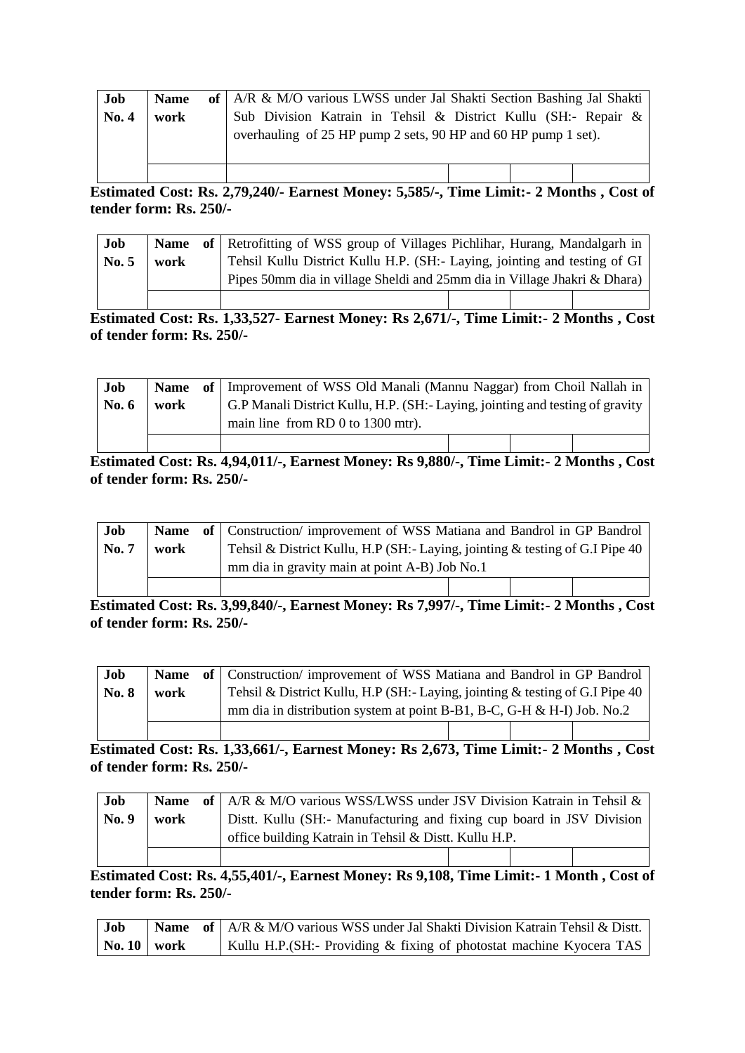| | | | | | |
|---|---|---|---|---|---|
| **Job No. 4** | **Name of work** | A/R & M/O various LWSS under Jal Shakti Section Bashing Jal Shakti Sub Division Katrain in Tehsil & District Kullu (SH:- Repair & overhauling of 25 HP pump 2 sets, 90 HP and 60 HP pump 1 set). | | | |
| | | | | | |

**Estimated Cost: Rs. 2,79,240/- Earnest Money: 5,585/-, Time Limit:- 2 Months , Cost of tender form: Rs. 250/-**

| | | | | | |
|---|---|---|---|---|---|
| **Job No. 5** | **Name of work** | Retrofitting of WSS group of Villages Pichlihar, Hurang, Mandalgarh in Tehsil Kullu District Kullu H.P. (SH:- Laying, jointing and testing of GI Pipes 50mm dia in village Sheldi and 25mm dia in Village Jhakri & Dhara) | | | |
| | | | | | |

**Estimated Cost: Rs. 1,33,527- Earnest Money: Rs 2,671/-, Time Limit:- 2 Months , Cost of tender form: Rs. 250/-**

| | | | | | |
|---|---|---|---|---|---|
| **Job No. 6** | **Name of work** | Improvement of WSS Old Manali (Mannu Naggar) from Choil Nallah in G.P Manali District Kullu, H.P. (SH:- Laying, jointing and testing of gravity main line from RD 0 to 1300 mtr). | | | |
| | | | | | |

**Estimated Cost: Rs. 4,94,011/-, Earnest Money: Rs 9,880/-, Time Limit:- 2 Months , Cost of tender form: Rs. 250/-**

| | | | | | |
|---|---|---|---|---|---|
| **Job No. 7** | **Name of work** | Construction/ improvement of WSS Matiana and Bandrol in GP Bandrol Tehsil & District Kullu, H.P (SH:- Laying, jointing & testing of G.I Pipe 40 mm dia in gravity main at point A-B) Job No.1 | | | |
| | | | | | |

**Estimated Cost: Rs. 3,99,840/-, Earnest Money: Rs 7,997/-, Time Limit:- 2 Months , Cost of tender form: Rs. 250/-**

| | | | | | |
|---|---|---|---|---|---|
| **Job No. 8** | **Name of work** | Construction/ improvement of WSS Matiana and Bandrol in GP Bandrol Tehsil & District Kullu, H.P (SH:- Laying, jointing & testing of G.I Pipe 40 mm dia in distribution system at point B-B1, B-C, G-H & H-I) Job. No.2 | | | |
| | | | | | |

**Estimated Cost: Rs. 1,33,661/-, Earnest Money: Rs 2,673, Time Limit:- 2 Months , Cost of tender form: Rs. 250/-**

| | | | | | |
|---|---|---|---|---|---|
| **Job No. 9** | **Name of work** | A/R & M/O various WSS/LWSS under JSV Division Katrain in Tehsil & Distt. Kullu (SH:- Manufacturing and fixing cup board in JSV Division office building Katrain in Tehsil & Distt. Kullu H.P. | | | |
| | | | | | |

**Estimated Cost: Rs. 4,55,401/-, Earnest Money: Rs 9,108, Time Limit:- 1 Month , Cost of tender form: Rs. 250/-**

| | | |
|---|---|---|
| **Job No. 10** | **Name of work** | A/R & M/O various WSS under Jal Shakti Division Katrain Tehsil & Distt. Kullu H.P.(SH:- Providing & fixing of photostat machine Kyocera TAS |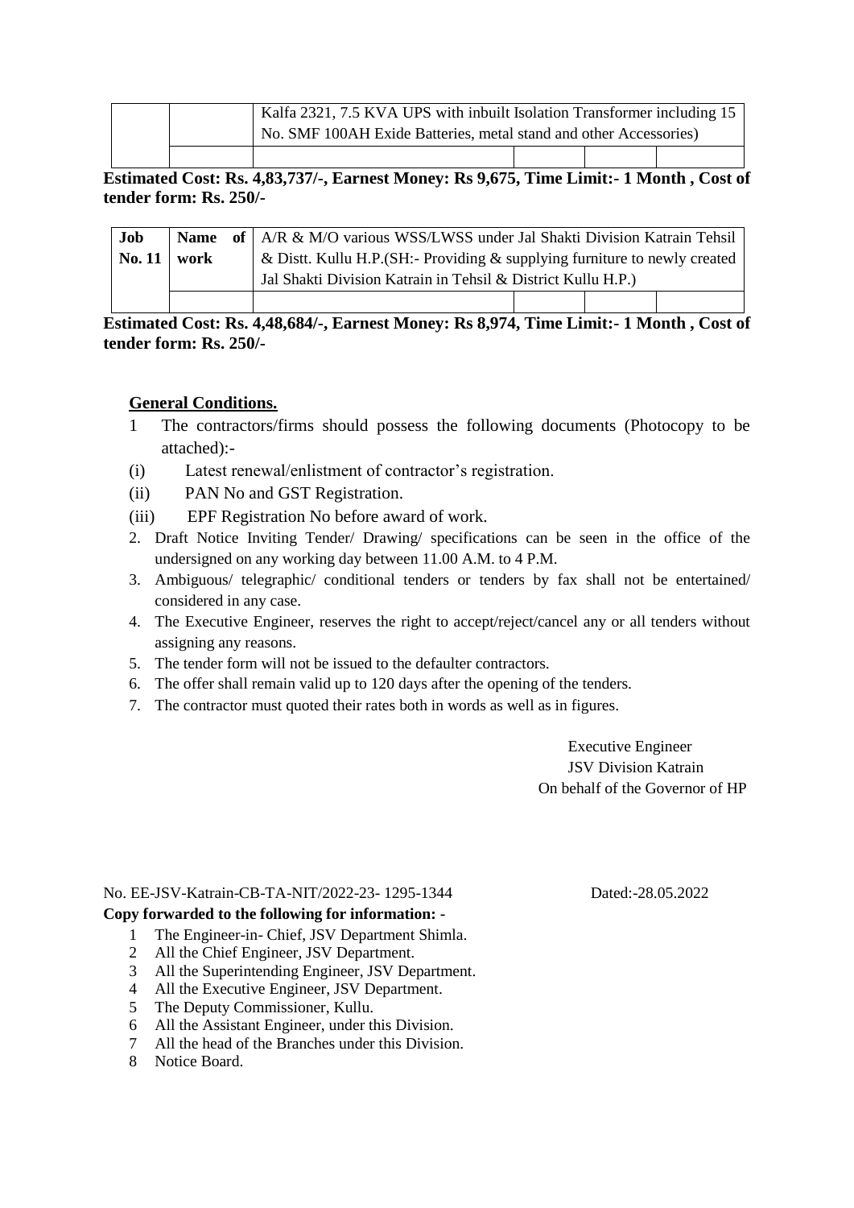| | | | | | |
|---|---|---|---|---|---|
| | | Kalfa 2321, 7.5 KVA UPS with inbuilt Isolation Transformer including 15 No. SMF 100AH Exide Batteries, metal stand and other Accessories) | | | |
| | | | | | |

**Estimated Cost: Rs. 4,83,737/-, Earnest Money: Rs 9,675, Time Limit:- 1 Month , Cost of tender form: Rs. 250/-**

| | | | | | |
|---|---|---|---|---|---|
| **Job No. 11** | **Name of work** | A/R & M/O various WSS/LWSS under Jal Shakti Division Katrain Tehsil & Distt. Kullu H.P.(SH:- Providing & supplying furniture to newly created Jal Shakti Division Katrain in Tehsil & District Kullu H.P.) | | | |
| | | | | | |

**Estimated Cost: Rs. 4,48,684/-, Earnest Money: Rs 8,974, Time Limit:- 1 Month , Cost of tender form: Rs. 250/-**

**General Conditions.**

1 The contractors/firms should possess the following documents (Photocopy to be attached):-

(i) Latest renewal/enlistment of contractor's registration.

(ii) PAN No and GST Registration.

(iii) EPF Registration No before award of work.

2. Draft Notice Inviting Tender/ Drawing/ specifications can be seen in the office of the undersigned on any working day between 11.00 A.M. to 4 P.M.
3. Ambiguous/ telegraphic/ conditional tenders or tenders by fax shall not be entertained/ considered in any case.
4. The Executive Engineer, reserves the right to accept/reject/cancel any or all tenders without assigning any reasons.
5. The tender form will not be issued to the defaulter contractors.
6. The offer shall remain valid up to 120 days after the opening of the tenders.
7. The contractor must quoted their rates both in words as well as in figures.

Executive Engineer
JSV Division Katrain
On behalf of the Governor of HP

No. EE-JSV-Katrain-CB-TA-NIT/2022-23- 1295-1344 Dated:-28.05.2022

**Copy forwarded to the following for information: -**

1 The Engineer-in- Chief, JSV Department Shimla.
2 All the Chief Engineer, JSV Department.
3 All the Superintending Engineer, JSV Department.
4 All the Executive Engineer, JSV Department.
5 The Deputy Commissioner, Kullu.
6 All the Assistant Engineer, under this Division.
7 All the head of the Branches under this Division.
8 Notice Board.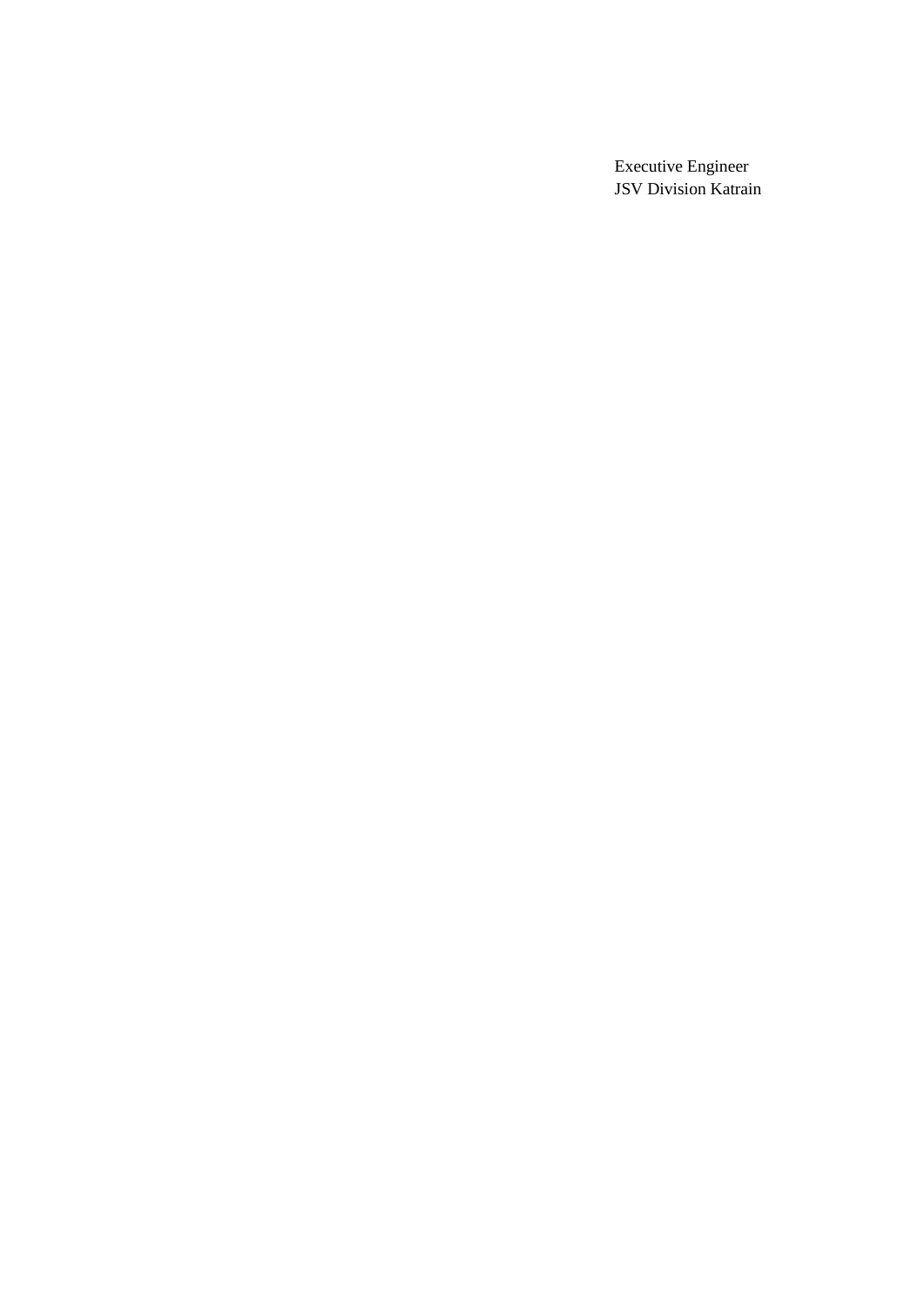Executive Engineer
JSV Division Katrain